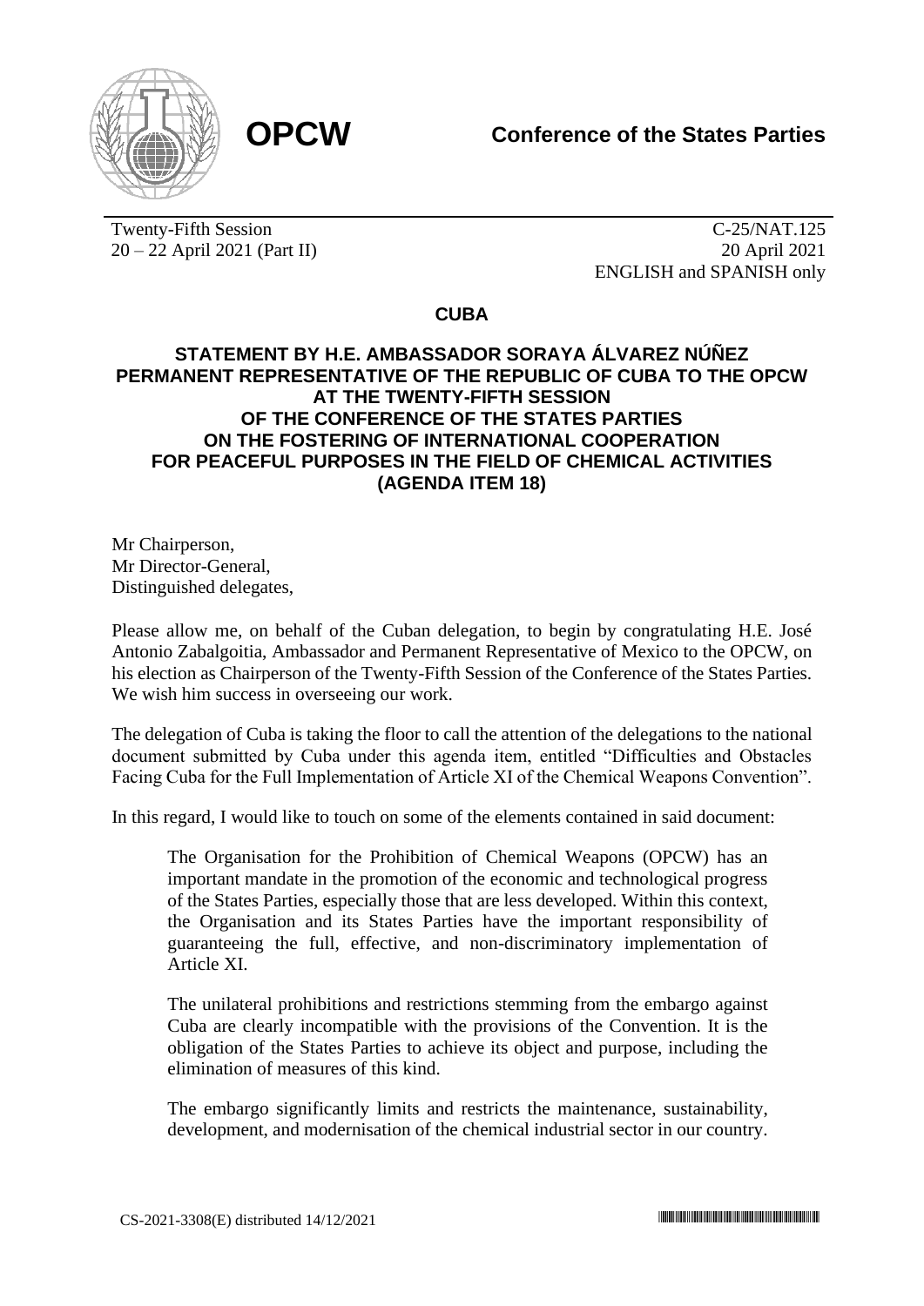**OPCW**

**Conference of the States Parties**

Twenty-Fifth Session
20 – 22 April 2021 (Part II)

C-25/NAT.125
20 April 2021
ENGLISH and SPANISH only

**CUBA**

**STATEMENT BY H.E. AMBASSADOR SORAYA ÁLVAREZ NÚÑEZ PERMANENT REPRESENTATIVE OF THE REPUBLIC OF CUBA TO THE OPCW AT THE TWENTY-FIFTH SESSION OF THE CONFERENCE OF THE STATES PARTIES ON THE FOSTERING OF INTERNATIONAL COOPERATION FOR PEACEFUL PURPOSES IN THE FIELD OF CHEMICAL ACTIVITIES (AGENDA ITEM 18)**

Mr Chairperson,
Mr Director-General,
Distinguished delegates,

Please allow me, on behalf of the Cuban delegation, to begin by congratulating H.E. José Antonio Zabalgoitia, Ambassador and Permanent Representative of Mexico to the OPCW, on his election as Chairperson of the Twenty-Fifth Session of the Conference of the States Parties. We wish him success in overseeing our work.

The delegation of Cuba is taking the floor to call the attention of the delegations to the national document submitted by Cuba under this agenda item, entitled "Difficulties and Obstacles Facing Cuba for the Full Implementation of Article XI of the Chemical Weapons Convention".

In this regard, I would like to touch on some of the elements contained in said document:

> The Organisation for the Prohibition of Chemical Weapons (OPCW) has an important mandate in the promotion of the economic and technological progress of the States Parties, especially those that are less developed. Within this context, the Organisation and its States Parties have the important responsibility of guaranteeing the full, effective, and non-discriminatory implementation of Article XI.
>
> The unilateral prohibitions and restrictions stemming from the embargo against Cuba are clearly incompatible with the provisions of the Convention. It is the obligation of the States Parties to achieve its object and purpose, including the elimination of measures of this kind.
>
> The embargo significantly limits and restricts the maintenance, sustainability, development, and modernisation of the chemical industrial sector in our country.

CS-2021-3308(E) distributed 14/12/2021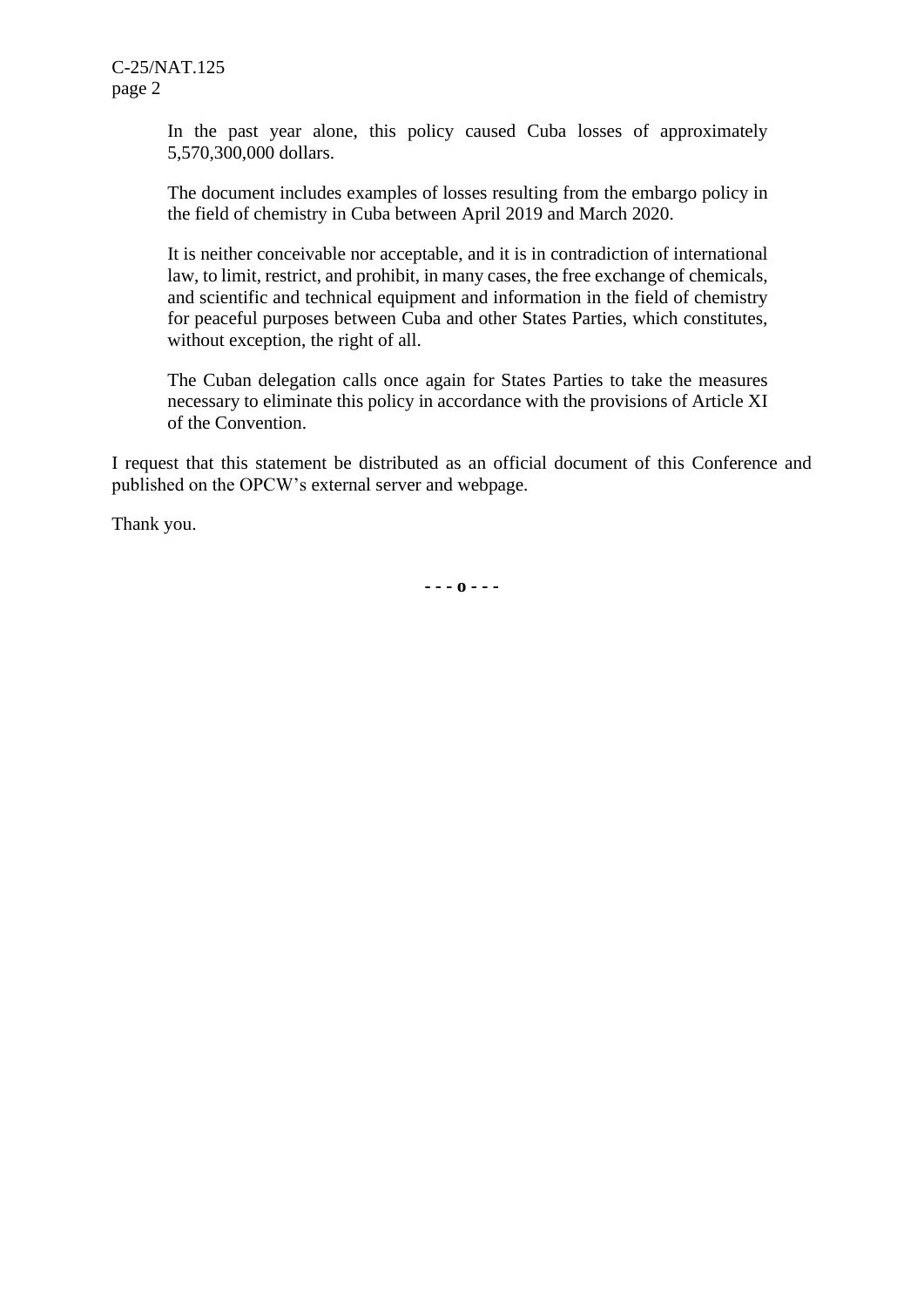> In the past year alone, this policy caused Cuba losses of approximately 5,570,300,000 dollars.
>
> The document includes examples of losses resulting from the embargo policy in the field of chemistry in Cuba between April 2019 and March 2020.
>
> It is neither conceivable nor acceptable, and it is in contradiction of international law, to limit, restrict, and prohibit, in many cases, the free exchange of chemicals, and scientific and technical equipment and information in the field of chemistry for peaceful purposes between Cuba and other States Parties, which constitutes, without exception, the right of all.
>
> The Cuban delegation calls once again for States Parties to take the measures necessary to eliminate this policy in accordance with the provisions of Article XI of the Convention.

I request that this statement be distributed as an official document of this Conference and published on the OPCW's external server and webpage.

Thank you.

**- - - o - - -**